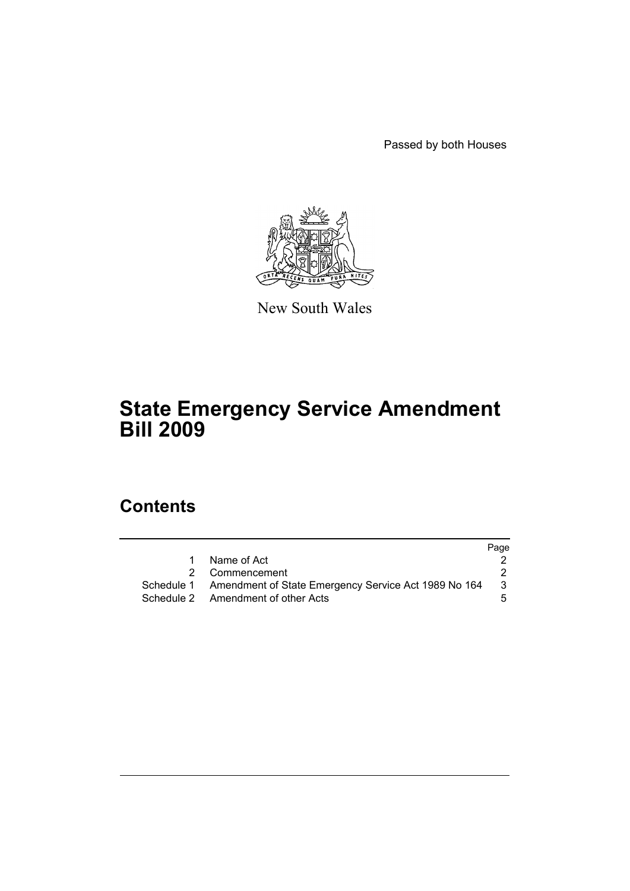Passed by both Houses

New South Wales

# State Emergency Service Amendment Bill 2009

## Contents

| | | Page |
|---|---|---|
| 1 | Name of Act | 2 |
| 2 | Commencement | 2 |
| Schedule 1 | Amendment of State Emergency Service Act 1989 No 164 | 3 |
| Schedule 2 | Amendment of other Acts | 5 |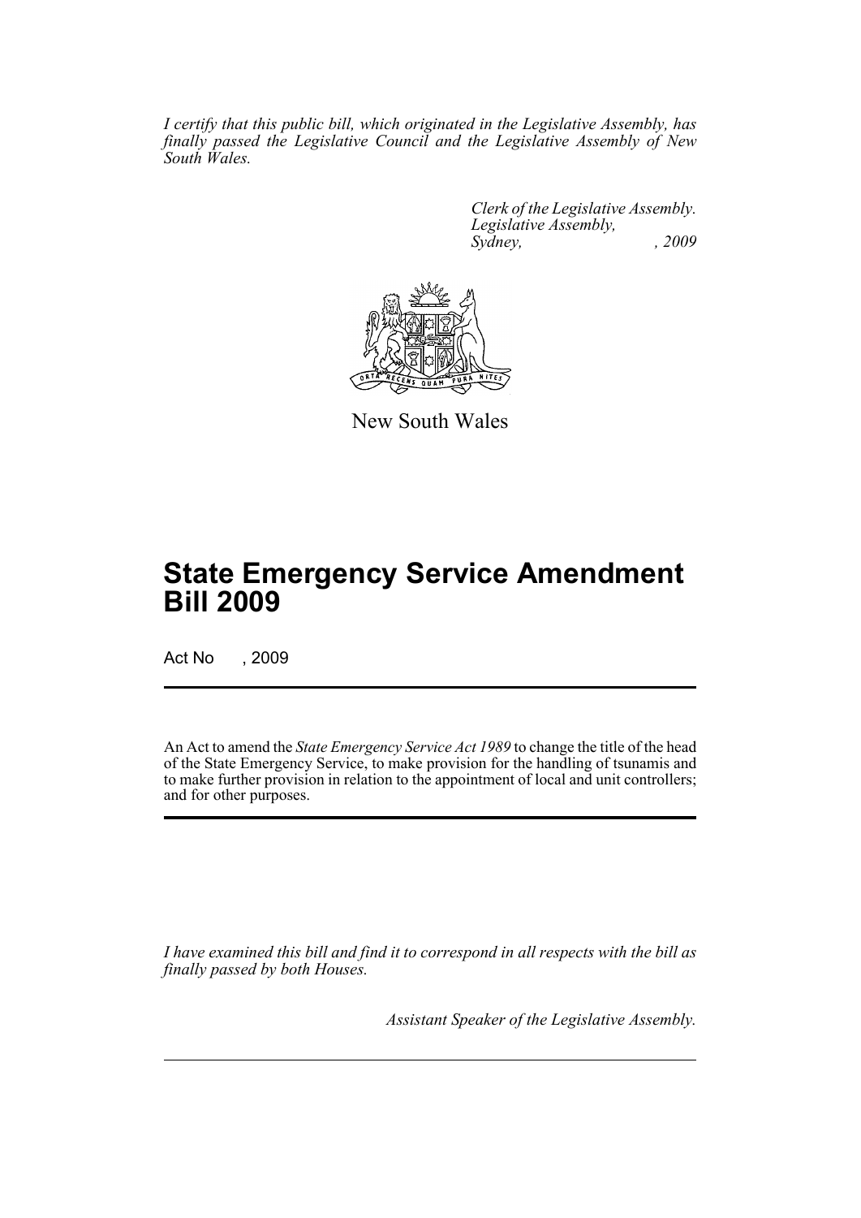*I certify that this public bill, which originated in the Legislative Assembly, has finally passed the Legislative Council and the Legislative Assembly of New South Wales.*

*Clerk of the Legislative Assembly.*
*Legislative Assembly,*
*Sydney, , 2009*

New South Wales

# State Emergency Service Amendment Bill 2009

Act No , 2009

An Act to amend the *State Emergency Service Act 1989* to change the title of the head of the State Emergency Service, to make provision for the handling of tsunamis and to make further provision in relation to the appointment of local and unit controllers; and for other purposes.

*I have examined this bill and find it to correspond in all respects with the bill as finally passed by both Houses.*

*Assistant Speaker of the Legislative Assembly.*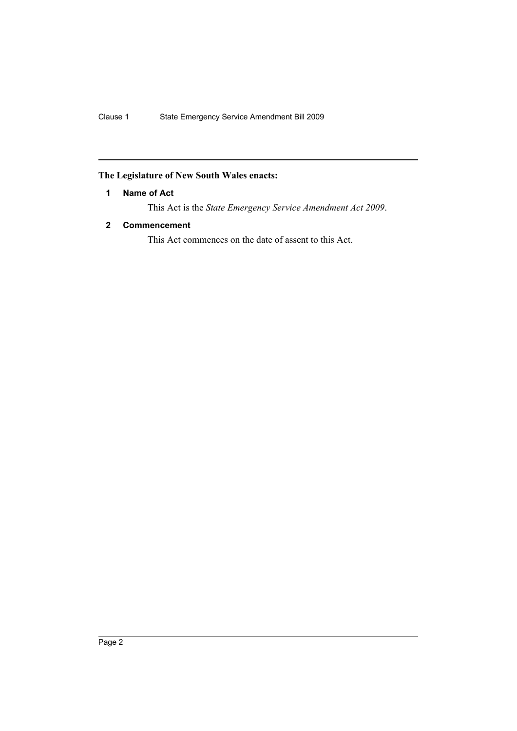**The Legislature of New South Wales enacts:**

### 1 Name of Act

This Act is the *State Emergency Service Amendment Act 2009*.

### 2 Commencement

This Act commences on the date of assent to this Act.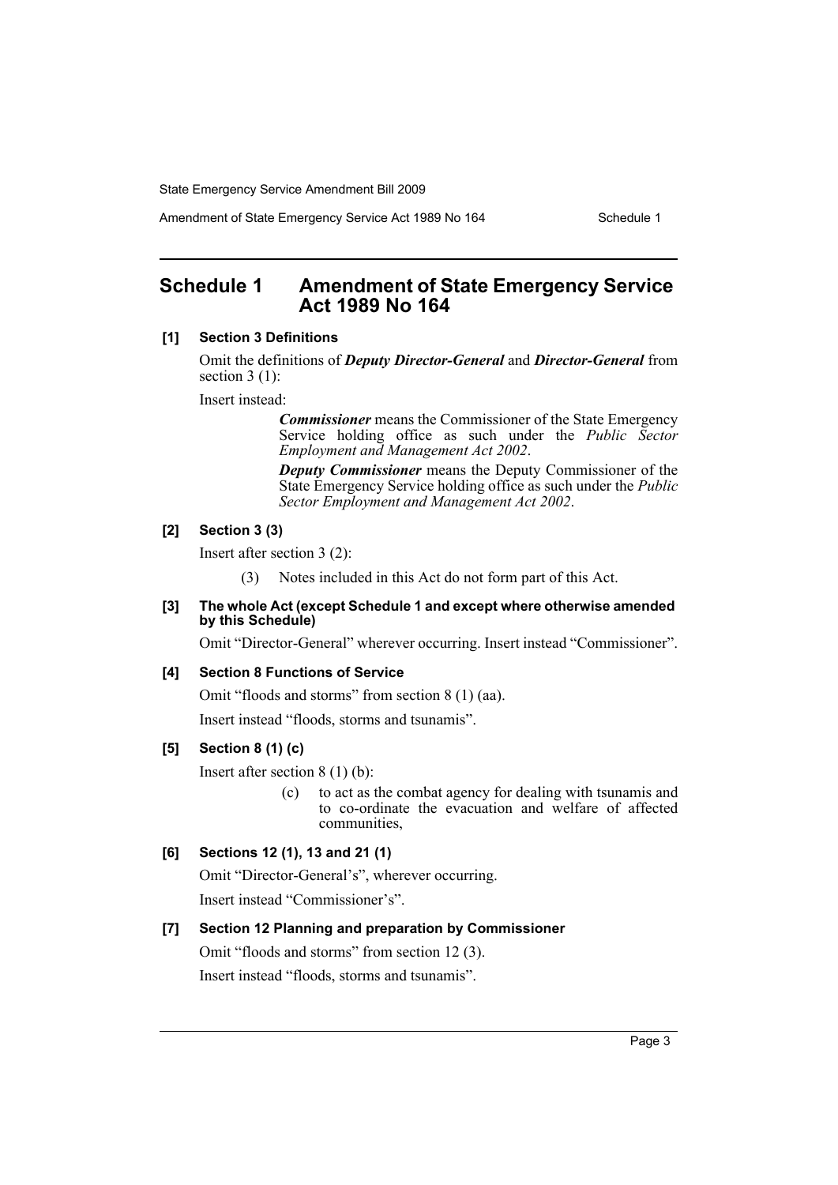# Schedule 1 Amendment of State Emergency Service Act 1989 No 164

### [1] Section 3 Definitions

Omit the definitions of ***Deputy Director-General*** and ***Director-General*** from section 3 (1):

Insert instead:

> ***Commissioner*** means the Commissioner of the State Emergency Service holding office as such under the *Public Sector Employment and Management Act 2002*.
>
> ***Deputy Commissioner*** means the Deputy Commissioner of the State Emergency Service holding office as such under the *Public Sector Employment and Management Act 2002*.

### [2] Section 3 (3)

Insert after section 3 (2):

> (3) Notes included in this Act do not form part of this Act.

### [3] The whole Act (except Schedule 1 and except where otherwise amended by this Schedule)

Omit "Director-General" wherever occurring. Insert instead "Commissioner".

### [4] Section 8 Functions of Service

Omit "floods and storms" from section 8 (1) (aa).

Insert instead "floods, storms and tsunamis".

### [5] Section 8 (1) (c)

Insert after section 8 (1) (b):

> (c) to act as the combat agency for dealing with tsunamis and to co-ordinate the evacuation and welfare of affected communities,

### [6] Sections 12 (1), 13 and 21 (1)

Omit "Director-General's", wherever occurring.

Insert instead "Commissioner's".

### [7] Section 12 Planning and preparation by Commissioner

Omit "floods and storms" from section 12 (3).

Insert instead "floods, storms and tsunamis".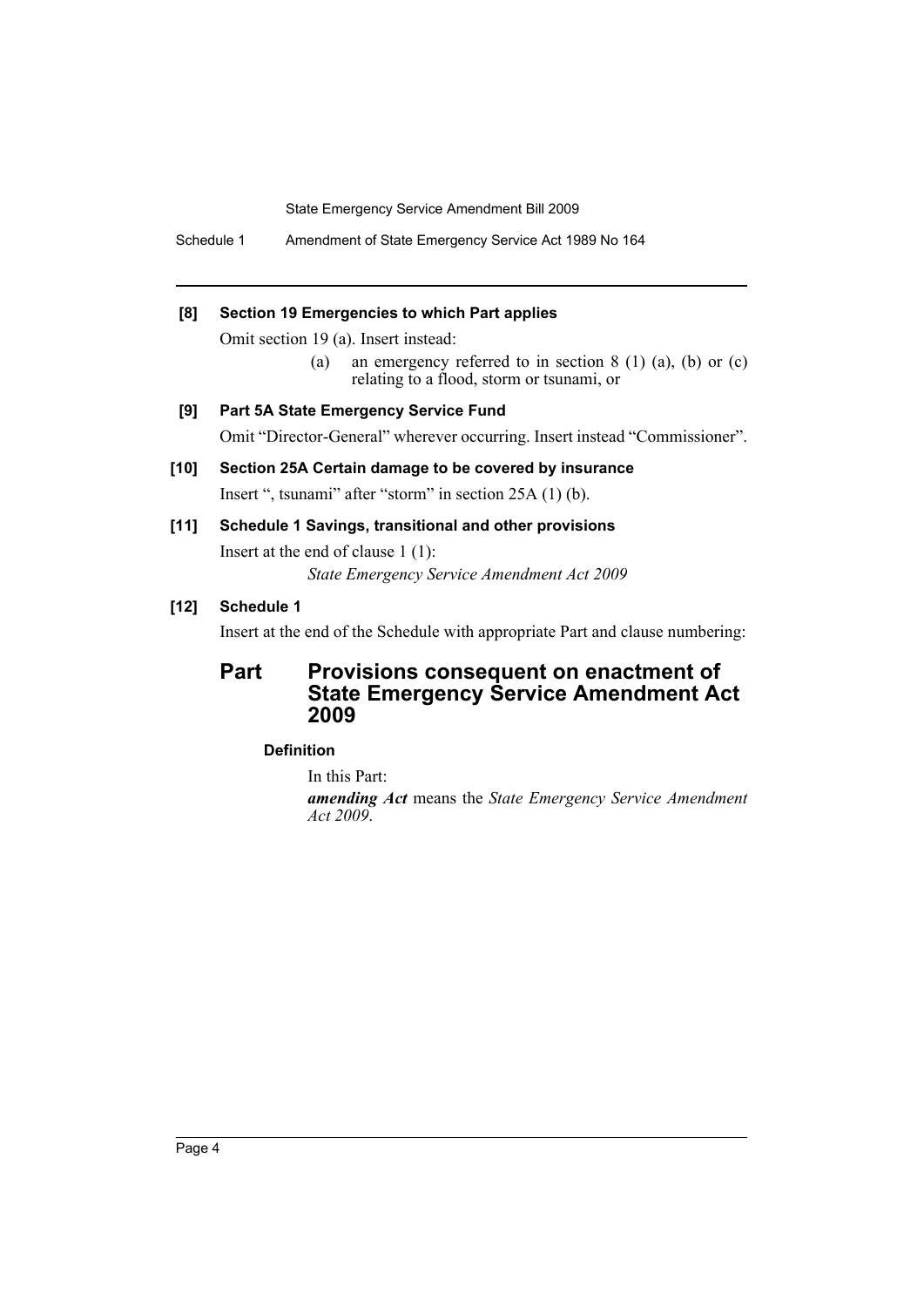**[8] Section 19 Emergencies to which Part applies**

Omit section 19 (a). Insert instead:

(a) an emergency referred to in section 8 (1) (a), (b) or (c) relating to a flood, storm or tsunami, or

**[9] Part 5A State Emergency Service Fund**

Omit "Director-General" wherever occurring. Insert instead "Commissioner".

**[10] Section 25A Certain damage to be covered by insurance**

Insert ", tsunami" after "storm" in section 25A (1) (b).

**[11] Schedule 1 Savings, transitional and other provisions**

Insert at the end of clause 1 (1):

*State Emergency Service Amendment Act 2009*

**[12] Schedule 1**

Insert at the end of the Schedule with appropriate Part and clause numbering:

## Part Provisions consequent on enactment of State Emergency Service Amendment Act 2009

### Definition

In this Part:

***amending Act*** means the *State Emergency Service Amendment Act 2009*.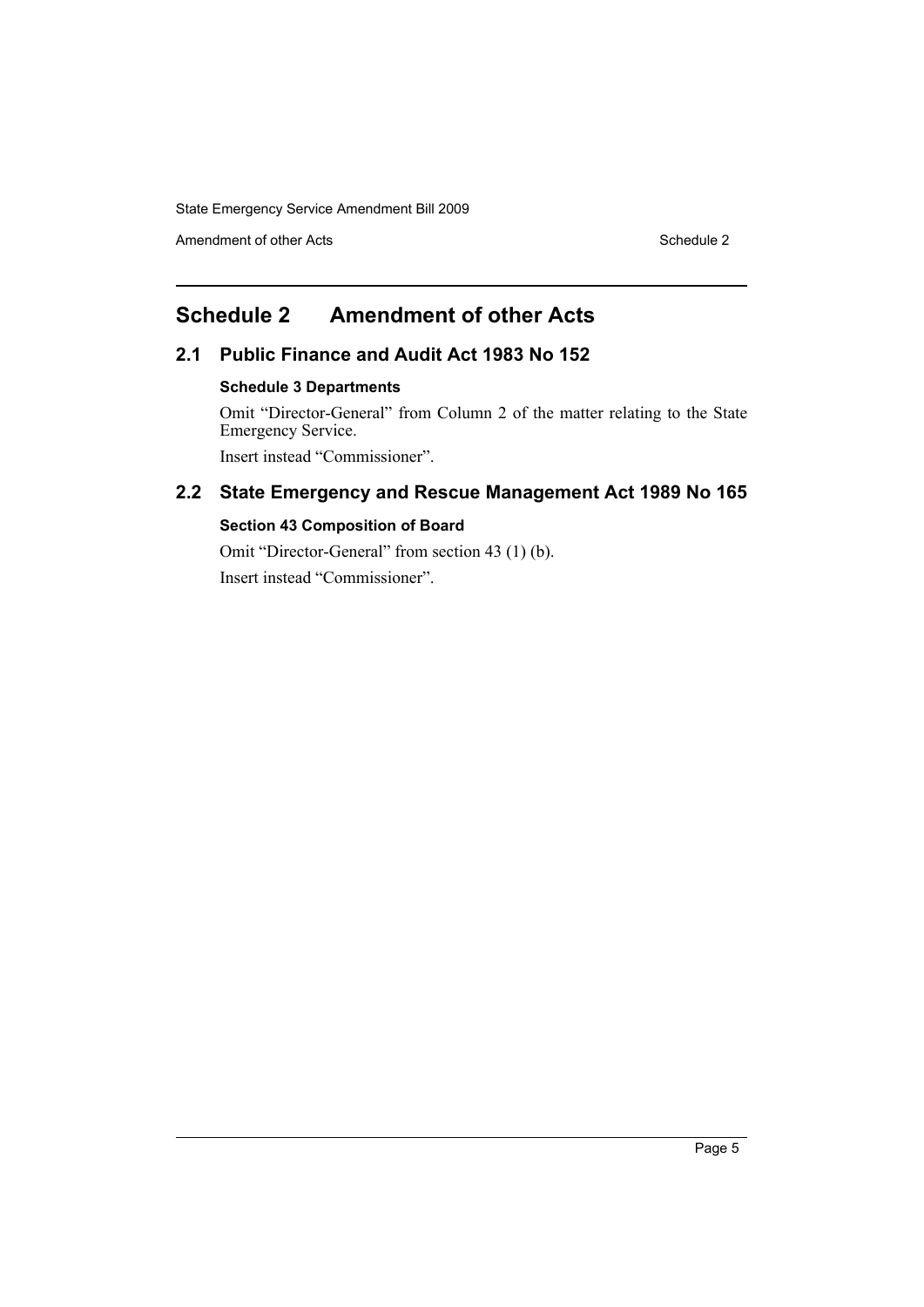# Schedule 2 Amendment of other Acts

## 2.1 Public Finance and Audit Act 1983 No 152

### Schedule 3 Departments

Omit "Director-General" from Column 2 of the matter relating to the State Emergency Service.

Insert instead "Commissioner".

## 2.2 State Emergency and Rescue Management Act 1989 No 165

### Section 43 Composition of Board

Omit "Director-General" from section 43 (1) (b).

Insert instead "Commissioner".